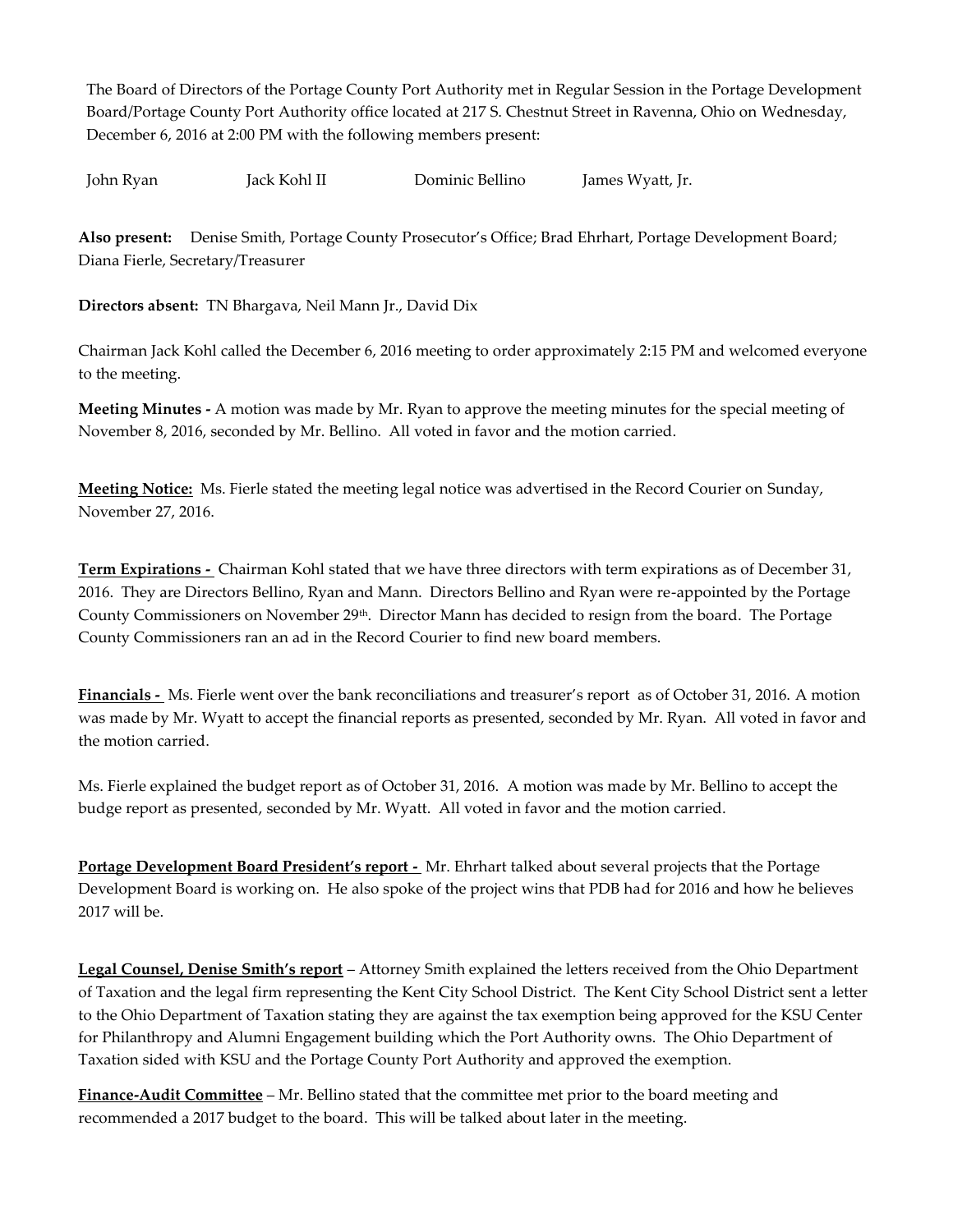The Board of Directors of the Portage County Port Authority met in Regular Session in the Portage Development Board/Portage County Port Authority office located at 217 S. Chestnut Street in Ravenna, Ohio on Wednesday, December 6, 2016 at 2:00 PM with the following members present:

John Ryan    Jack Kohl II    Dominic Bellino    James Wyatt, Jr.

**Also present:** Denise Smith, Portage County Prosecutor's Office; Brad Ehrhart, Portage Development Board; Diana Fierle, Secretary/Treasurer

**Directors absent:** TN Bhargava, Neil Mann Jr., David Dix

Chairman Jack Kohl called the December 6, 2016 meeting to order approximately 2:15 PM and welcomed everyone to the meeting.

**Meeting Minutes -** A motion was made by Mr. Ryan to approve the meeting minutes for the special meeting of November 8, 2016, seconded by Mr. Bellino. All voted in favor and the motion carried.

**Meeting Notice:** Ms. Fierle stated the meeting legal notice was advertised in the Record Courier on Sunday, November 27, 2016.

**Term Expirations -** Chairman Kohl stated that we have three directors with term expirations as of December 31, 2016. They are Directors Bellino, Ryan and Mann. Directors Bellino and Ryan were re-appointed by the Portage County Commissioners on November 29th. Director Mann has decided to resign from the board. The Portage County Commissioners ran an ad in the Record Courier to find new board members.

**Financials -** Ms. Fierle went over the bank reconciliations and treasurer's report as of October 31, 2016. A motion was made by Mr. Wyatt to accept the financial reports as presented, seconded by Mr. Ryan. All voted in favor and the motion carried.

Ms. Fierle explained the budget report as of October 31, 2016. A motion was made by Mr. Bellino to accept the budge report as presented, seconded by Mr. Wyatt. All voted in favor and the motion carried.

**Portage Development Board President's report -** Mr. Ehrhart talked about several projects that the Portage Development Board is working on. He also spoke of the project wins that PDB had for 2016 and how he believes 2017 will be.

**Legal Counsel, Denise Smith's report** – Attorney Smith explained the letters received from the Ohio Department of Taxation and the legal firm representing the Kent City School District. The Kent City School District sent a letter to the Ohio Department of Taxation stating they are against the tax exemption being approved for the KSU Center for Philanthropy and Alumni Engagement building which the Port Authority owns. The Ohio Department of Taxation sided with KSU and the Portage County Port Authority and approved the exemption.

**Finance-Audit Committee** – Mr. Bellino stated that the committee met prior to the board meeting and recommended a 2017 budget to the board. This will be talked about later in the meeting.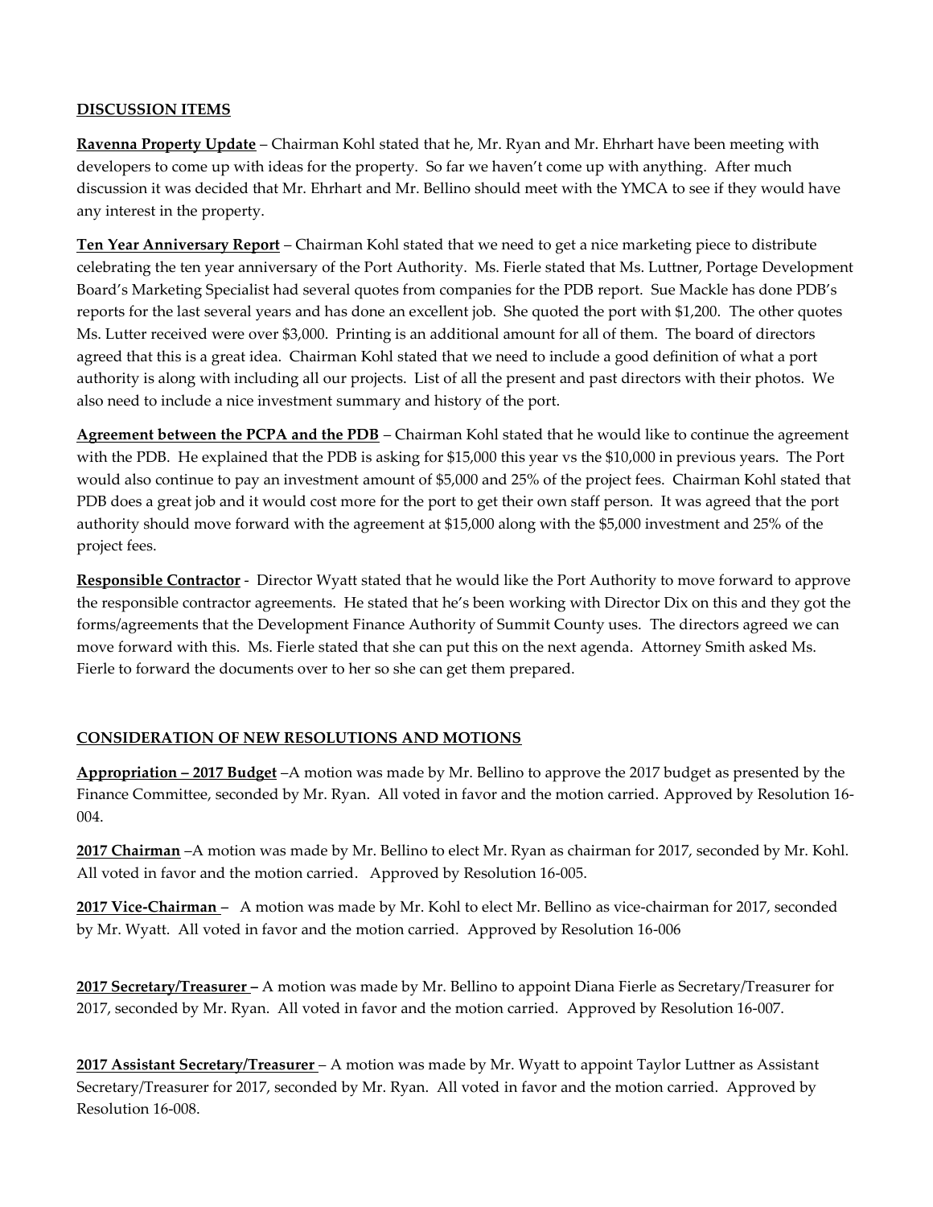## DISCUSSION ITEMS

**Ravenna Property Update** – Chairman Kohl stated that he, Mr. Ryan and Mr. Ehrhart have been meeting with developers to come up with ideas for the property. So far we haven't come up with anything. After much discussion it was decided that Mr. Ehrhart and Mr. Bellino should meet with the YMCA to see if they would have any interest in the property.

**Ten Year Anniversary Report** – Chairman Kohl stated that we need to get a nice marketing piece to distribute celebrating the ten year anniversary of the Port Authority. Ms. Fierle stated that Ms. Luttner, Portage Development Board's Marketing Specialist had several quotes from companies for the PDB report. Sue Mackle has done PDB's reports for the last several years and has done an excellent job. She quoted the port with $1,200. The other quotes Ms. Lutter received were over $3,000. Printing is an additional amount for all of them. The board of directors agreed that this is a great idea. Chairman Kohl stated that we need to include a good definition of what a port authority is along with including all our projects. List of all the present and past directors with their photos. We also need to include a nice investment summary and history of the port.

**Agreement between the PCPA and the PDB** – Chairman Kohl stated that he would like to continue the agreement with the PDB. He explained that the PDB is asking for $15,000 this year vs the $10,000 in previous years. The Port would also continue to pay an investment amount of $5,000 and 25% of the project fees. Chairman Kohl stated that PDB does a great job and it would cost more for the port to get their own staff person. It was agreed that the port authority should move forward with the agreement at $15,000 along with the $5,000 investment and 25% of the project fees.

**Responsible Contractor** - Director Wyatt stated that he would like the Port Authority to move forward to approve the responsible contractor agreements. He stated that he's been working with Director Dix on this and they got the forms/agreements that the Development Finance Authority of Summit County uses. The directors agreed we can move forward with this. Ms. Fierle stated that she can put this on the next agenda. Attorney Smith asked Ms. Fierle to forward the documents over to her so she can get them prepared.

## CONSIDERATION OF NEW RESOLUTIONS AND MOTIONS

**Appropriation – 2017 Budget** –A motion was made by Mr. Bellino to approve the 2017 budget as presented by the Finance Committee, seconded by Mr. Ryan. All voted in favor and the motion carried. Approved by Resolution 16-004.

**2017 Chairman** –A motion was made by Mr. Bellino to elect Mr. Ryan as chairman for 2017, seconded by Mr. Kohl. All voted in favor and the motion carried. Approved by Resolution 16-005.

**2017 Vice-Chairman** – A motion was made by Mr. Kohl to elect Mr. Bellino as vice-chairman for 2017, seconded by Mr. Wyatt. All voted in favor and the motion carried. Approved by Resolution 16-006

**2017 Secretary/Treasurer** – A motion was made by Mr. Bellino to appoint Diana Fierle as Secretary/Treasurer for 2017, seconded by Mr. Ryan. All voted in favor and the motion carried. Approved by Resolution 16-007.

**2017 Assistant Secretary/Treasurer** – A motion was made by Mr. Wyatt to appoint Taylor Luttner as Assistant Secretary/Treasurer for 2017, seconded by Mr. Ryan. All voted in favor and the motion carried. Approved by Resolution 16-008.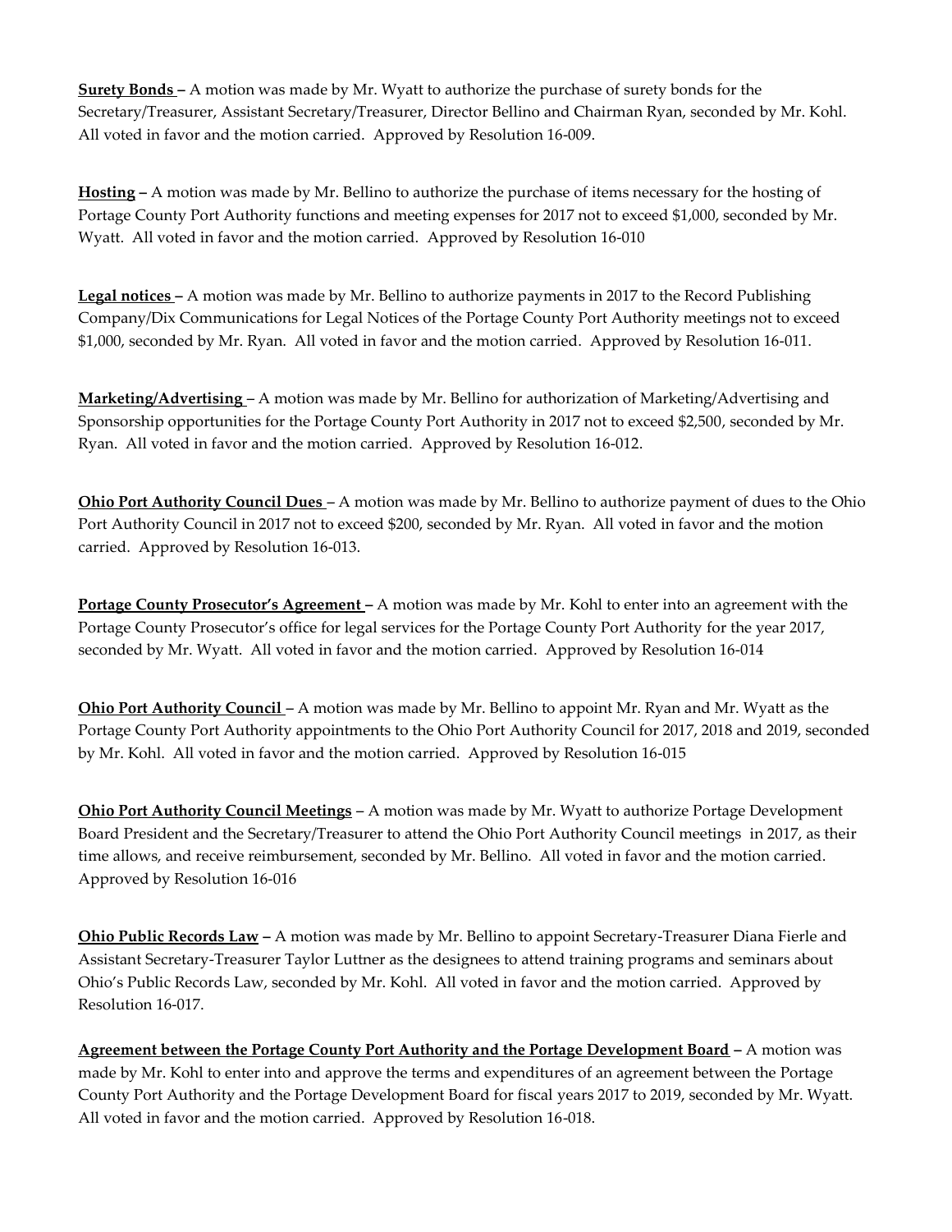**Surety Bonds** – A motion was made by Mr. Wyatt to authorize the purchase of surety bonds for the Secretary/Treasurer, Assistant Secretary/Treasurer, Director Bellino and Chairman Ryan, seconded by Mr. Kohl. All voted in favor and the motion carried. Approved by Resolution 16-009.

**Hosting** – A motion was made by Mr. Bellino to authorize the purchase of items necessary for the hosting of Portage County Port Authority functions and meeting expenses for 2017 not to exceed $1,000, seconded by Mr. Wyatt. All voted in favor and the motion carried. Approved by Resolution 16-010

**Legal notices** – A motion was made by Mr. Bellino to authorize payments in 2017 to the Record Publishing Company/Dix Communications for Legal Notices of the Portage County Port Authority meetings not to exceed $1,000, seconded by Mr. Ryan. All voted in favor and the motion carried. Approved by Resolution 16-011.

**Marketing/Advertising** – A motion was made by Mr. Bellino for authorization of Marketing/Advertising and Sponsorship opportunities for the Portage County Port Authority in 2017 not to exceed $2,500, seconded by Mr. Ryan. All voted in favor and the motion carried. Approved by Resolution 16-012.

**Ohio Port Authority Council Dues** – A motion was made by Mr. Bellino to authorize payment of dues to the Ohio Port Authority Council in 2017 not to exceed $200, seconded by Mr. Ryan. All voted in favor and the motion carried. Approved by Resolution 16-013.

**Portage County Prosecutor's Agreement** – A motion was made by Mr. Kohl to enter into an agreement with the Portage County Prosecutor's office for legal services for the Portage County Port Authority for the year 2017, seconded by Mr. Wyatt. All voted in favor and the motion carried. Approved by Resolution 16-014

**Ohio Port Authority Council** – A motion was made by Mr. Bellino to appoint Mr. Ryan and Mr. Wyatt as the Portage County Port Authority appointments to the Ohio Port Authority Council for 2017, 2018 and 2019, seconded by Mr. Kohl. All voted in favor and the motion carried. Approved by Resolution 16-015

**Ohio Port Authority Council Meetings** – A motion was made by Mr. Wyatt to authorize Portage Development Board President and the Secretary/Treasurer to attend the Ohio Port Authority Council meetings in 2017, as their time allows, and receive reimbursement, seconded by Mr. Bellino. All voted in favor and the motion carried. Approved by Resolution 16-016

**Ohio Public Records Law** – A motion was made by Mr. Bellino to appoint Secretary-Treasurer Diana Fierle and Assistant Secretary-Treasurer Taylor Luttner as the designees to attend training programs and seminars about Ohio's Public Records Law, seconded by Mr. Kohl. All voted in favor and the motion carried. Approved by Resolution 16-017.

**Agreement between the Portage County Port Authority and the Portage Development Board** – A motion was made by Mr. Kohl to enter into and approve the terms and expenditures of an agreement between the Portage County Port Authority and the Portage Development Board for fiscal years 2017 to 2019, seconded by Mr. Wyatt. All voted in favor and the motion carried. Approved by Resolution 16-018.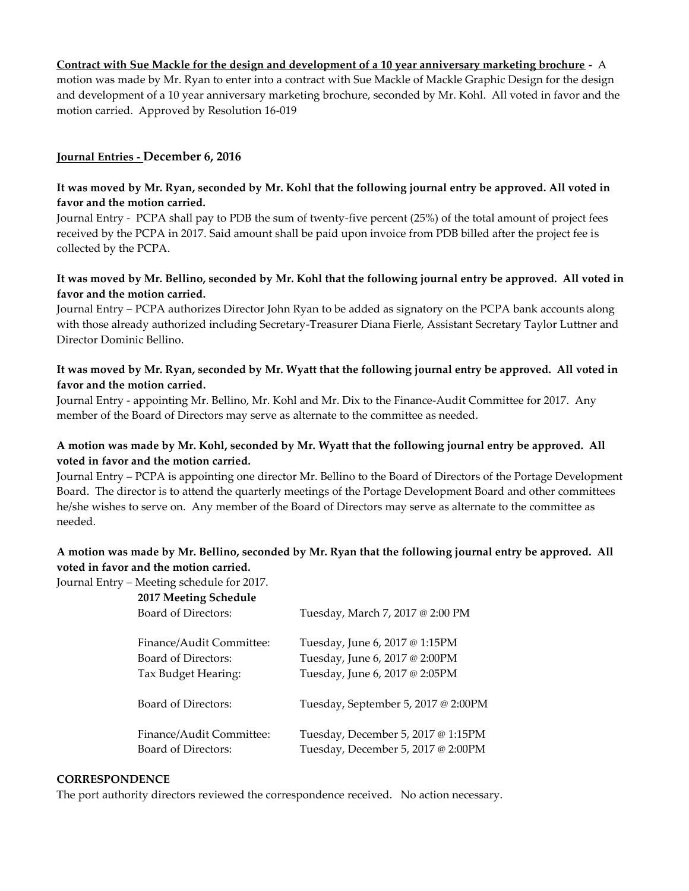**Contract with Sue Mackle for the design and development of a 10 year anniversary marketing brochure -** A motion was made by Mr. Ryan to enter into a contract with Sue Mackle of Mackle Graphic Design for the design and development of a 10 year anniversary marketing brochure, seconded by Mr. Kohl. All voted in favor and the motion carried. Approved by Resolution 16-019

**Journal Entries - December 6, 2016**

**It was moved by Mr. Ryan, seconded by Mr. Kohl that the following journal entry be approved. All voted in favor and the motion carried.**

Journal Entry - PCPA shall pay to PDB the sum of twenty-five percent (25%) of the total amount of project fees received by the PCPA in 2017. Said amount shall be paid upon invoice from PDB billed after the project fee is collected by the PCPA.

**It was moved by Mr. Bellino, seconded by Mr. Kohl that the following journal entry be approved. All voted in favor and the motion carried.**

Journal Entry – PCPA authorizes Director John Ryan to be added as signatory on the PCPA bank accounts along with those already authorized including Secretary-Treasurer Diana Fierle, Assistant Secretary Taylor Luttner and Director Dominic Bellino.

**It was moved by Mr. Ryan, seconded by Mr. Wyatt that the following journal entry be approved. All voted in favor and the motion carried.**

Journal Entry - appointing Mr. Bellino, Mr. Kohl and Mr. Dix to the Finance-Audit Committee for 2017. Any member of the Board of Directors may serve as alternate to the committee as needed.

**A motion was made by Mr. Kohl, seconded by Mr. Wyatt that the following journal entry be approved. All voted in favor and the motion carried.**

Journal Entry – PCPA is appointing one director Mr. Bellino to the Board of Directors of the Portage Development Board. The director is to attend the quarterly meetings of the Portage Development Board and other committees he/she wishes to serve on. Any member of the Board of Directors may serve as alternate to the committee as needed.

**A motion was made by Mr. Bellino, seconded by Mr. Ryan that the following journal entry be approved. All voted in favor and the motion carried.**

Journal Entry – Meeting schedule for 2017.

**2017 Meeting Schedule**

| | |
|---|---|
| Board of Directors: | Tuesday, March 7, 2017 @ 2:00 PM |
| Finance/Audit Committee: | Tuesday, June 6, 2017 @ 1:15PM |
| Board of Directors: | Tuesday, June 6, 2017 @ 2:00PM |
| Tax Budget Hearing: | Tuesday, June 6, 2017 @ 2:05PM |
| Board of Directors: | Tuesday, September 5, 2017 @ 2:00PM |
| Finance/Audit Committee: | Tuesday, December 5, 2017 @ 1:15PM |
| Board of Directors: | Tuesday, December 5, 2017 @ 2:00PM |

**CORRESPONDENCE**

The port authority directors reviewed the correspondence received. No action necessary.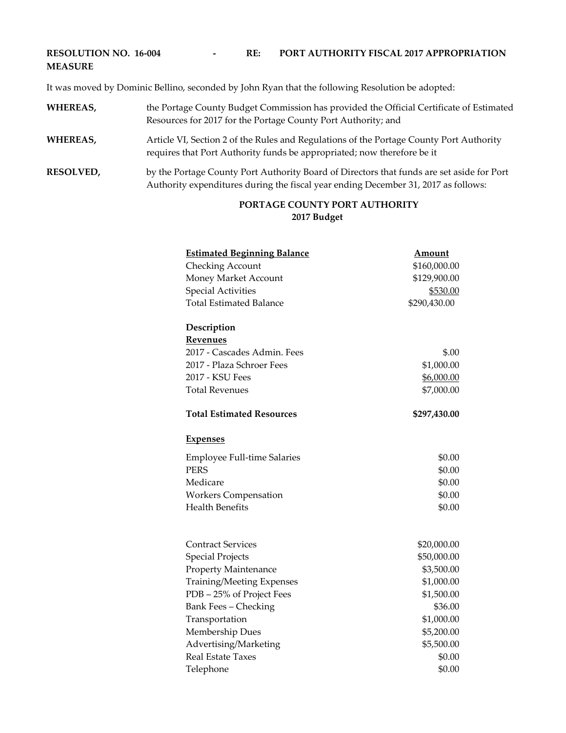**RESOLUTION NO. 16-004 - RE: PORT AUTHORITY FISCAL 2017 APPROPRIATION MEASURE**

It was moved by Dominic Bellino, seconded by John Ryan that the following Resolution be adopted:

**WHEREAS,** the Portage County Budget Commission has provided the Official Certificate of Estimated Resources for 2017 for the Portage County Port Authority; and

**WHEREAS,** Article VI, Section 2 of the Rules and Regulations of the Portage County Port Authority requires that Port Authority funds be appropriated; now therefore be it

**RESOLVED,** by the Portage County Port Authority Board of Directors that funds are set aside for Port Authority expenditures during the fiscal year ending December 31, 2017 as follows:

**PORTAGE COUNTY PORT AUTHORITY**
**2017 Budget**

| Estimated Beginning Balance | Amount |
|---|---|
| Checking Account | $160,000.00 |
| Money Market Account | $129,900.00 |
| Special Activities | $530.00 |
| Total Estimated Balance | $290,430.00 |
| **Description** | |
| **Revenues** | |
| 2017 - Cascades Admin. Fees | $.00 |
| 2017 - Plaza Schroer Fees | $1,000.00 |
| 2017 - KSU Fees | $6,000.00 |
| Total Revenues | $7,000.00 |
| **Total Estimated Resources** | **$297,430.00** |
| **Expenses** | |
| Employee Full-time Salaries | $0.00 |
| PERS | $0.00 |
| Medicare | $0.00 |
| Workers Compensation | $0.00 |
| Health Benefits | $0.00 |
| Contract Services | $20,000.00 |
| Special Projects | $50,000.00 |
| Property Maintenance | $3,500.00 |
| Training/Meeting Expenses | $1,000.00 |
| PDB – 25% of Project Fees | $1,500.00 |
| Bank Fees – Checking | $36.00 |
| Transportation | $1,000.00 |
| Membership Dues | $5,200.00 |
| Advertising/Marketing | $5,500.00 |
| Real Estate Taxes | $0.00 |
| Telephone | $0.00 |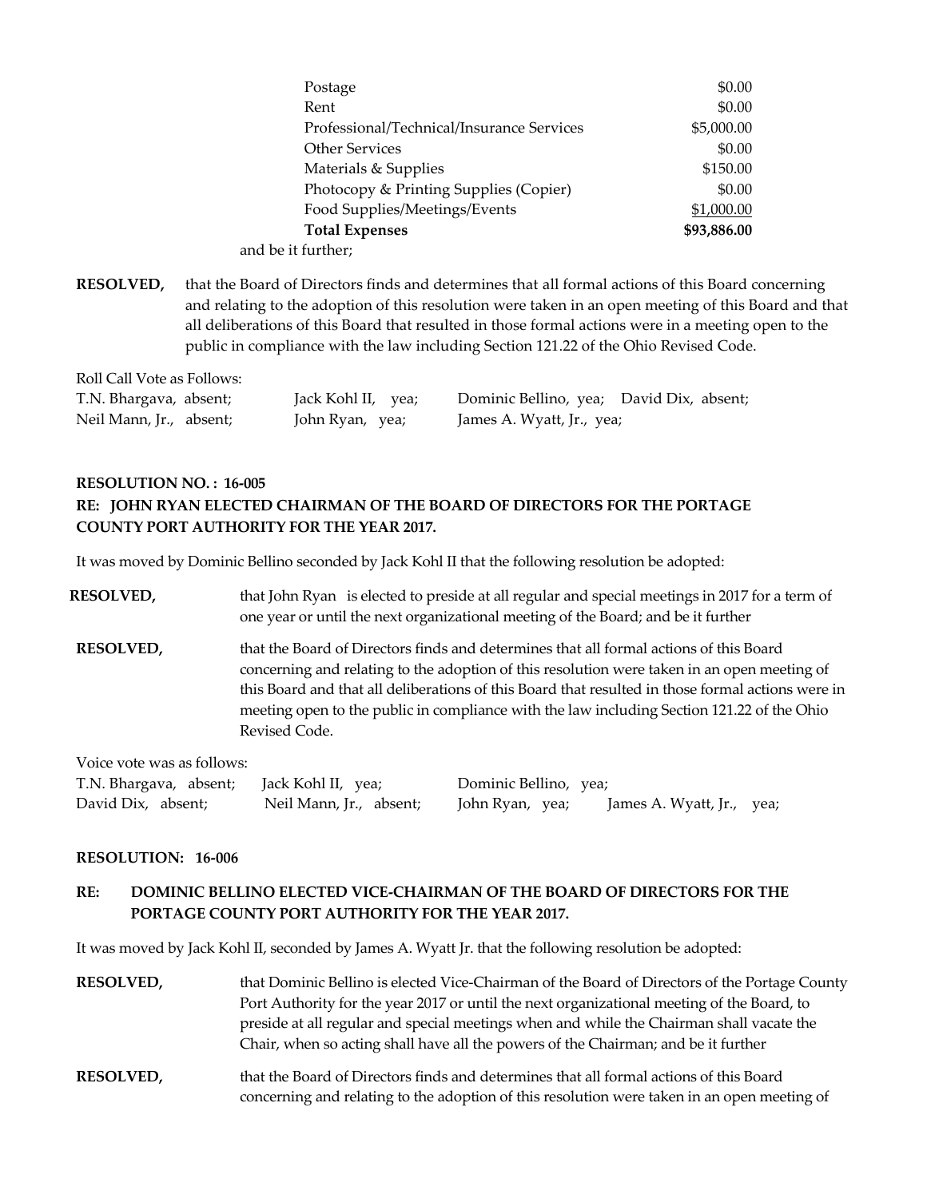| | |
|---|---|
| Postage | $0.00 |
| Rent | $0.00 |
| Professional/Technical/Insurance Services | $5,000.00 |
| Other Services | $0.00 |
| Materials & Supplies | $150.00 |
| Photocopy & Printing Supplies (Copier) | $0.00 |
| Food Supplies/Meetings/Events | $1,000.00 |
| **Total Expenses** | **$93,886.00** |

and be it further;

**RESOLVED,** that the Board of Directors finds and determines that all formal actions of this Board concerning and relating to the adoption of this resolution were taken in an open meeting of this Board and that all deliberations of this Board that resulted in those formal actions were in a meeting open to the public in compliance with the law including Section 121.22 of the Ohio Revised Code.

Roll Call Vote as Follows:

T.N. Bhargava, absent; Jack Kohl II, yea; Dominic Bellino, yea; David Dix, absent;
Neil Mann, Jr., absent; John Ryan, yea; James A. Wyatt, Jr., yea;

**RESOLUTION NO. : 16-005**

**RE: JOHN RYAN ELECTED CHAIRMAN OF THE BOARD OF DIRECTORS FOR THE PORTAGE COUNTY PORT AUTHORITY FOR THE YEAR 2017.**

It was moved by Dominic Bellino seconded by Jack Kohl II that the following resolution be adopted:

**RESOLVED,** that John Ryan is elected to preside at all regular and special meetings in 2017 for a term of one year or until the next organizational meeting of the Board; and be it further

**RESOLVED,** that the Board of Directors finds and determines that all formal actions of this Board concerning and relating to the adoption of this resolution were taken in an open meeting of this Board and that all deliberations of this Board that resulted in those formal actions were in meeting open to the public in compliance with the law including Section 121.22 of the Ohio Revised Code.

Voice vote was as follows:

T.N. Bhargava, absent; Jack Kohl II, yea; Dominic Bellino, yea;
David Dix, absent; Neil Mann, Jr., absent; John Ryan, yea; James A. Wyatt, Jr., yea;

**RESOLUTION: 16-006**

**RE: DOMINIC BELLINO ELECTED VICE-CHAIRMAN OF THE BOARD OF DIRECTORS FOR THE PORTAGE COUNTY PORT AUTHORITY FOR THE YEAR 2017.**

It was moved by Jack Kohl II, seconded by James A. Wyatt Jr. that the following resolution be adopted:

**RESOLVED,** that Dominic Bellino is elected Vice-Chairman of the Board of Directors of the Portage County Port Authority for the year 2017 or until the next organizational meeting of the Board, to preside at all regular and special meetings when and while the Chairman shall vacate the Chair, when so acting shall have all the powers of the Chairman; and be it further

**RESOLVED,** that the Board of Directors finds and determines that all formal actions of this Board concerning and relating to the adoption of this resolution were taken in an open meeting of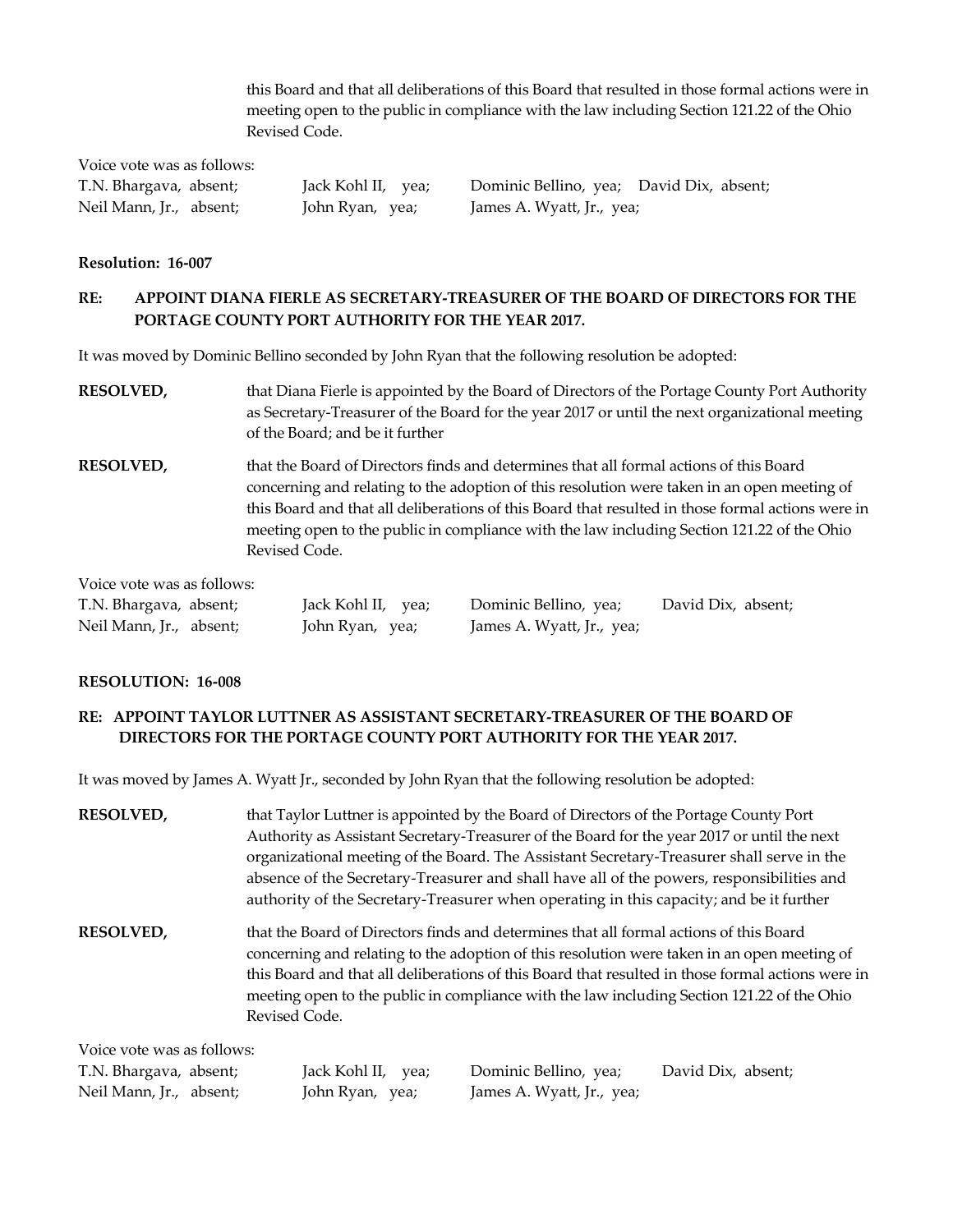this Board and that all deliberations of this Board that resulted in those formal actions were in meeting open to the public in compliance with the law including Section 121.22 of the Ohio Revised Code.

Voice vote was as follows:

| | | | |
|---|---|---|---|
| T.N. Bhargava, absent; | Jack Kohl II, yea; | Dominic Bellino, yea; | David Dix, absent; |
| Neil Mann, Jr., absent; | John Ryan, yea; | James A. Wyatt, Jr., yea; | |

**Resolution: 16-007**

**RE: APPOINT DIANA FIERLE AS SECRETARY-TREASURER OF THE BOARD OF DIRECTORS FOR THE PORTAGE COUNTY PORT AUTHORITY FOR THE YEAR 2017.**

It was moved by Dominic Bellino seconded by John Ryan that the following resolution be adopted:

**RESOLVED,** that Diana Fierle is appointed by the Board of Directors of the Portage County Port Authority as Secretary-Treasurer of the Board for the year 2017 or until the next organizational meeting of the Board; and be it further

**RESOLVED,** that the Board of Directors finds and determines that all formal actions of this Board concerning and relating to the adoption of this resolution were taken in an open meeting of this Board and that all deliberations of this Board that resulted in those formal actions were in meeting open to the public in compliance with the law including Section 121.22 of the Ohio Revised Code.

Voice vote was as follows:

| | | | |
|---|---|---|---|
| T.N. Bhargava, absent; | Jack Kohl II, yea; | Dominic Bellino, yea; | David Dix, absent; |
| Neil Mann, Jr., absent; | John Ryan, yea; | James A. Wyatt, Jr., yea; | |

**RESOLUTION: 16-008**

**RE: APPOINT TAYLOR LUTTNER AS ASSISTANT SECRETARY-TREASURER OF THE BOARD OF DIRECTORS FOR THE PORTAGE COUNTY PORT AUTHORITY FOR THE YEAR 2017.**

It was moved by James A. Wyatt Jr., seconded by John Ryan that the following resolution be adopted:

**RESOLVED,** that Taylor Luttner is appointed by the Board of Directors of the Portage County Port Authority as Assistant Secretary-Treasurer of the Board for the year 2017 or until the next organizational meeting of the Board. The Assistant Secretary-Treasurer shall serve in the absence of the Secretary-Treasurer and shall have all of the powers, responsibilities and authority of the Secretary-Treasurer when operating in this capacity; and be it further

**RESOLVED,** that the Board of Directors finds and determines that all formal actions of this Board concerning and relating to the adoption of this resolution were taken in an open meeting of this Board and that all deliberations of this Board that resulted in those formal actions were in meeting open to the public in compliance with the law including Section 121.22 of the Ohio Revised Code.

Voice vote was as follows:

| | | | |
|---|---|---|---|
| T.N. Bhargava, absent; | Jack Kohl II, yea; | Dominic Bellino, yea; | David Dix, absent; |
| Neil Mann, Jr., absent; | John Ryan, yea; | James A. Wyatt, Jr., yea; | |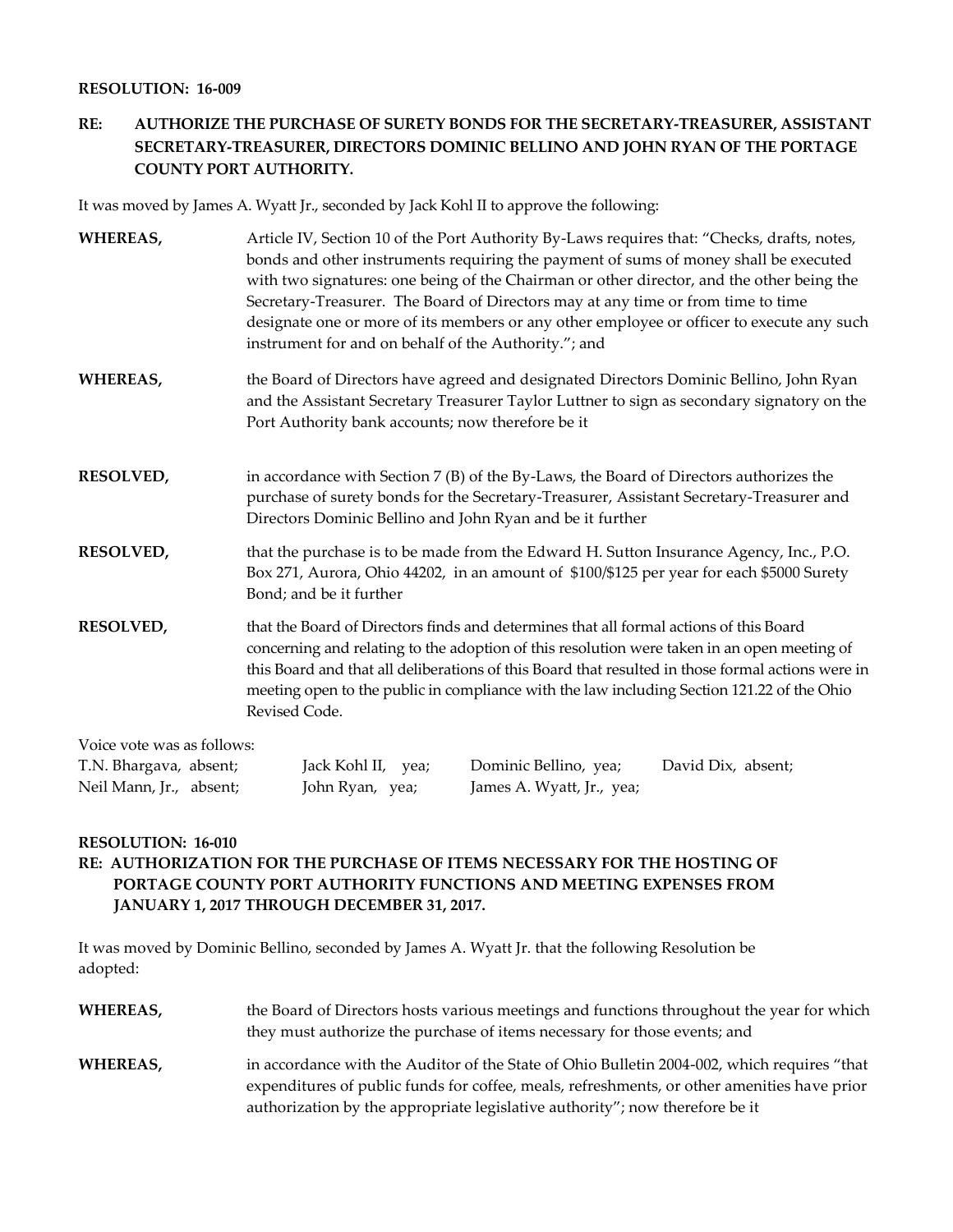**RESOLUTION: 16-009**

**RE: AUTHORIZE THE PURCHASE OF SURETY BONDS FOR THE SECRETARY-TREASURER, ASSISTANT SECRETARY-TREASURER, DIRECTORS DOMINIC BELLINO AND JOHN RYAN OF THE PORTAGE COUNTY PORT AUTHORITY.**

It was moved by James A. Wyatt Jr., seconded by Jack Kohl II to approve the following:

**WHEREAS,** Article IV, Section 10 of the Port Authority By-Laws requires that: "Checks, drafts, notes, bonds and other instruments requiring the payment of sums of money shall be executed with two signatures: one being of the Chairman or other director, and the other being the Secretary-Treasurer. The Board of Directors may at any time or from time to time designate one or more of its members or any other employee or officer to execute any such instrument for and on behalf of the Authority."; and

**WHEREAS,** the Board of Directors have agreed and designated Directors Dominic Bellino, John Ryan and the Assistant Secretary Treasurer Taylor Luttner to sign as secondary signatory on the Port Authority bank accounts; now therefore be it

**RESOLVED,** in accordance with Section 7 (B) of the By-Laws, the Board of Directors authorizes the purchase of surety bonds for the Secretary-Treasurer, Assistant Secretary-Treasurer and Directors Dominic Bellino and John Ryan and be it further

**RESOLVED,** that the purchase is to be made from the Edward H. Sutton Insurance Agency, Inc., P.O. Box 271, Aurora, Ohio 44202, in an amount of $100/$125 per year for each $5000 Surety Bond; and be it further

**RESOLVED,** that the Board of Directors finds and determines that all formal actions of this Board concerning and relating to the adoption of this resolution were taken in an open meeting of this Board and that all deliberations of this Board that resulted in those formal actions were in meeting open to the public in compliance with the law including Section 121.22 of the Ohio Revised Code.

Voice vote was as follows:

| | | | |
|---|---|---|---|
| T.N. Bhargava, absent; | Jack Kohl II, yea; | Dominic Bellino, yea; | David Dix, absent; |
| Neil Mann, Jr., absent; | John Ryan, yea; | James A. Wyatt, Jr., yea; | |

**RESOLUTION: 16-010**

**RE: AUTHORIZATION FOR THE PURCHASE OF ITEMS NECESSARY FOR THE HOSTING OF PORTAGE COUNTY PORT AUTHORITY FUNCTIONS AND MEETING EXPENSES FROM JANUARY 1, 2017 THROUGH DECEMBER 31, 2017.**

It was moved by Dominic Bellino, seconded by James A. Wyatt Jr. that the following Resolution be adopted:

**WHEREAS,** the Board of Directors hosts various meetings and functions throughout the year for which they must authorize the purchase of items necessary for those events; and

**WHEREAS,** in accordance with the Auditor of the State of Ohio Bulletin 2004-002, which requires "that expenditures of public funds for coffee, meals, refreshments, or other amenities have prior authorization by the appropriate legislative authority"; now therefore be it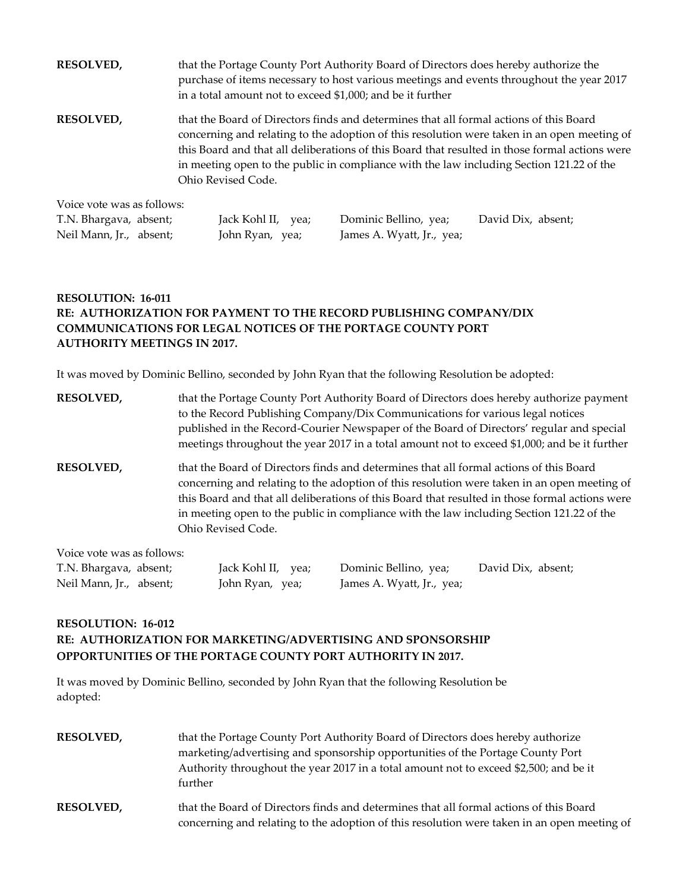**RESOLVED,** that the Portage County Port Authority Board of Directors does hereby authorize the purchase of items necessary to host various meetings and events throughout the year 2017 in a total amount not to exceed $1,000; and be it further

**RESOLVED,** that the Board of Directors finds and determines that all formal actions of this Board concerning and relating to the adoption of this resolution were taken in an open meeting of this Board and that all deliberations of this Board that resulted in those formal actions were in meeting open to the public in compliance with the law including Section 121.22 of the Ohio Revised Code.

Voice vote was as follows:

| | | | |
|---|---|---|---|
| T.N. Bhargava, absent; | Jack Kohl II, yea; | Dominic Bellino, yea; | David Dix, absent; |
| Neil Mann, Jr., absent; | John Ryan, yea; | James A. Wyatt, Jr., yea; | |

**RESOLUTION: 16-011**
**RE: AUTHORIZATION FOR PAYMENT TO THE RECORD PUBLISHING COMPANY/DIX COMMUNICATIONS FOR LEGAL NOTICES OF THE PORTAGE COUNTY PORT AUTHORITY MEETINGS IN 2017.**

It was moved by Dominic Bellino, seconded by John Ryan that the following Resolution be adopted:

**RESOLVED,** that the Portage County Port Authority Board of Directors does hereby authorize payment to the Record Publishing Company/Dix Communications for various legal notices published in the Record-Courier Newspaper of the Board of Directors' regular and special meetings throughout the year 2017 in a total amount not to exceed $1,000; and be it further

**RESOLVED,** that the Board of Directors finds and determines that all formal actions of this Board concerning and relating to the adoption of this resolution were taken in an open meeting of this Board and that all deliberations of this Board that resulted in those formal actions were in meeting open to the public in compliance with the law including Section 121.22 of the Ohio Revised Code.

Voice vote was as follows:

| | | | |
|---|---|---|---|
| T.N. Bhargava, absent; | Jack Kohl II, yea; | Dominic Bellino, yea; | David Dix, absent; |
| Neil Mann, Jr., absent; | John Ryan, yea; | James A. Wyatt, Jr., yea; | |

**RESOLUTION: 16-012**
**RE: AUTHORIZATION FOR MARKETING/ADVERTISING AND SPONSORSHIP OPPORTUNITIES OF THE PORTAGE COUNTY PORT AUTHORITY IN 2017.**

It was moved by Dominic Bellino, seconded by John Ryan that the following Resolution be adopted:

**RESOLVED,** that the Portage County Port Authority Board of Directors does hereby authorize marketing/advertising and sponsorship opportunities of the Portage County Port Authority throughout the year 2017 in a total amount not to exceed $2,500; and be it further

**RESOLVED,** that the Board of Directors finds and determines that all formal actions of this Board concerning and relating to the adoption of this resolution were taken in an open meeting of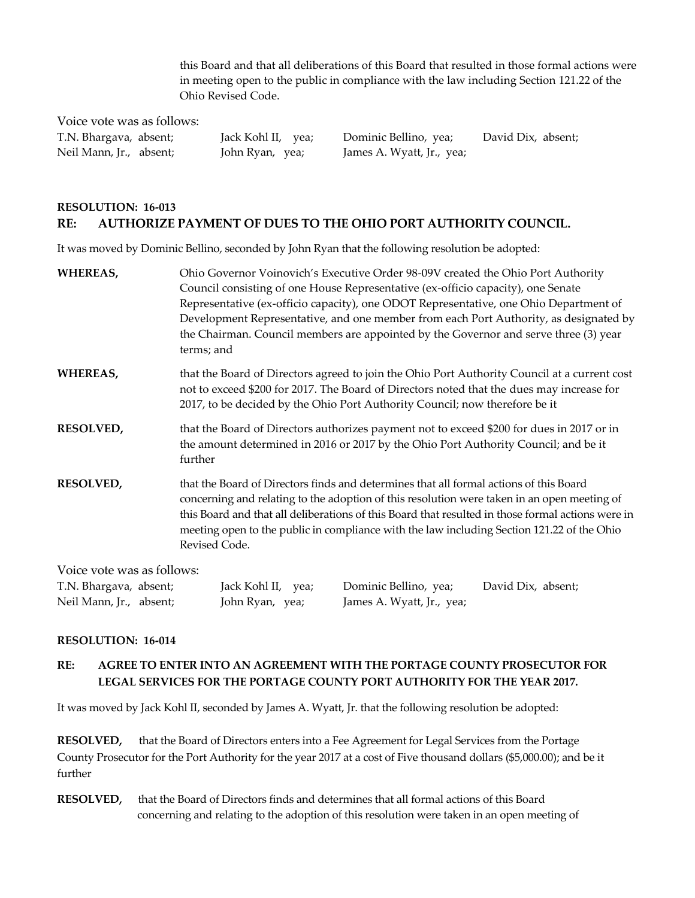this Board and that all deliberations of this Board that resulted in those formal actions were in meeting open to the public in compliance with the law including Section 121.22 of the Ohio Revised Code.

Voice vote was as follows:

| | | | |
|---|---|---|---|
| T.N. Bhargava, absent; | Jack Kohl II, yea; | Dominic Bellino, yea; | David Dix, absent; |
| Neil Mann, Jr., absent; | John Ryan, yea; | James A. Wyatt, Jr., yea; | |

**RESOLUTION: 16-013**

**RE: AUTHORIZE PAYMENT OF DUES TO THE OHIO PORT AUTHORITY COUNCIL.**

It was moved by Dominic Bellino, seconded by John Ryan that the following resolution be adopted:

**WHEREAS,** Ohio Governor Voinovich's Executive Order 98-09V created the Ohio Port Authority Council consisting of one House Representative (ex-officio capacity), one Senate Representative (ex-officio capacity), one ODOT Representative, one Ohio Department of Development Representative, and one member from each Port Authority, as designated by the Chairman. Council members are appointed by the Governor and serve three (3) year terms; and

**WHEREAS,** that the Board of Directors agreed to join the Ohio Port Authority Council at a current cost not to exceed $200 for 2017. The Board of Directors noted that the dues may increase for 2017, to be decided by the Ohio Port Authority Council; now therefore be it

**RESOLVED,** that the Board of Directors authorizes payment not to exceed $200 for dues in 2017 or in the amount determined in 2016 or 2017 by the Ohio Port Authority Council; and be it further

**RESOLVED,** that the Board of Directors finds and determines that all formal actions of this Board concerning and relating to the adoption of this resolution were taken in an open meeting of this Board and that all deliberations of this Board that resulted in those formal actions were in meeting open to the public in compliance with the law including Section 121.22 of the Ohio Revised Code.

Voice vote was as follows:

| | | | |
|---|---|---|---|
| T.N. Bhargava, absent; | Jack Kohl II, yea; | Dominic Bellino, yea; | David Dix, absent; |
| Neil Mann, Jr., absent; | John Ryan, yea; | James A. Wyatt, Jr., yea; | |

**RESOLUTION: 16-014**

**RE: AGREE TO ENTER INTO AN AGREEMENT WITH THE PORTAGE COUNTY PROSECUTOR FOR LEGAL SERVICES FOR THE PORTAGE COUNTY PORT AUTHORITY FOR THE YEAR 2017.**

It was moved by Jack Kohl II, seconded by James A. Wyatt, Jr. that the following resolution be adopted:

**RESOLVED,** that the Board of Directors enters into a Fee Agreement for Legal Services from the Portage County Prosecutor for the Port Authority for the year 2017 at a cost of Five thousand dollars ($5,000.00); and be it further

**RESOLVED,** that the Board of Directors finds and determines that all formal actions of this Board concerning and relating to the adoption of this resolution were taken in an open meeting of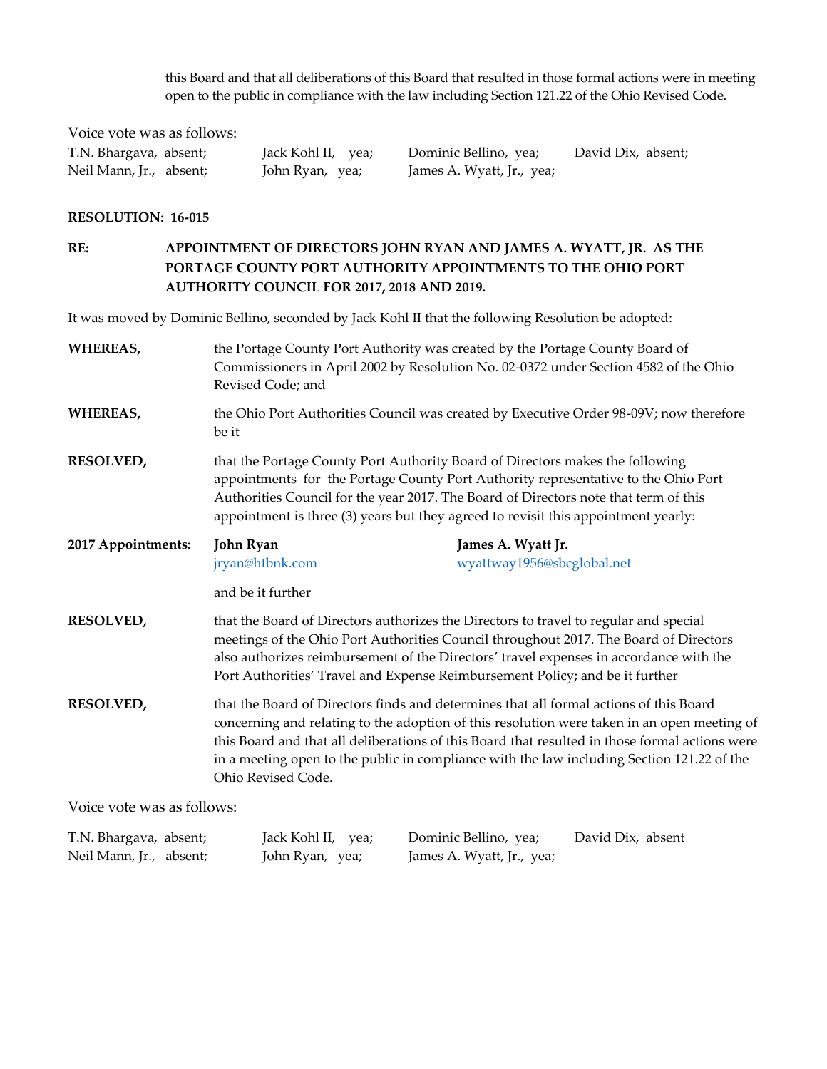this Board and that all deliberations of this Board that resulted in those formal actions were in meeting open to the public in compliance with the law including Section 121.22 of the Ohio Revised Code.

Voice vote was as follows:

| | | | |
|---|---|---|---|
| T.N. Bhargava, absent; | Jack Kohl II, yea; | Dominic Bellino, yea; | David Dix, absent; |
| Neil Mann, Jr., absent; | John Ryan, yea; | James A. Wyatt, Jr., yea; | |

**RESOLUTION: 16-015**

**RE: APPOINTMENT OF DIRECTORS JOHN RYAN AND JAMES A. WYATT, JR. AS THE PORTAGE COUNTY PORT AUTHORITY APPOINTMENTS TO THE OHIO PORT AUTHORITY COUNCIL FOR 2017, 2018 AND 2019.**

It was moved by Dominic Bellino, seconded by Jack Kohl II that the following Resolution be adopted:

**WHEREAS,** the Portage County Port Authority was created by the Portage County Board of Commissioners in April 2002 by Resolution No. 02-0372 under Section 4582 of the Ohio Revised Code; and

**WHEREAS,** the Ohio Port Authorities Council was created by Executive Order 98-09V; now therefore be it

**RESOLVED,** that the Portage County Port Authority Board of Directors makes the following appointments for the Portage County Port Authority representative to the Ohio Port Authorities Council for the year 2017. The Board of Directors note that term of this appointment is three (3) years but they agreed to revisit this appointment yearly:

**2017 Appointments:**

| **John Ryan** | **James A. Wyatt Jr.** |
|---|---|
| jryan@htbnk.com | wyattway1956@sbcglobal.net |

and be it further

**RESOLVED,** that the Board of Directors authorizes the Directors to travel to regular and special meetings of the Ohio Port Authorities Council throughout 2017. The Board of Directors also authorizes reimbursement of the Directors' travel expenses in accordance with the Port Authorities' Travel and Expense Reimbursement Policy; and be it further

**RESOLVED,** that the Board of Directors finds and determines that all formal actions of this Board concerning and relating to the adoption of this resolution were taken in an open meeting of this Board and that all deliberations of this Board that resulted in those formal actions were in a meeting open to the public in compliance with the law including Section 121.22 of the Ohio Revised Code.

Voice vote was as follows:

| | | | |
|---|---|---|---|
| T.N. Bhargava, absent; | Jack Kohl II, yea; | Dominic Bellino, yea; | David Dix, absent |
| Neil Mann, Jr., absent; | John Ryan, yea; | James A. Wyatt, Jr., yea; | |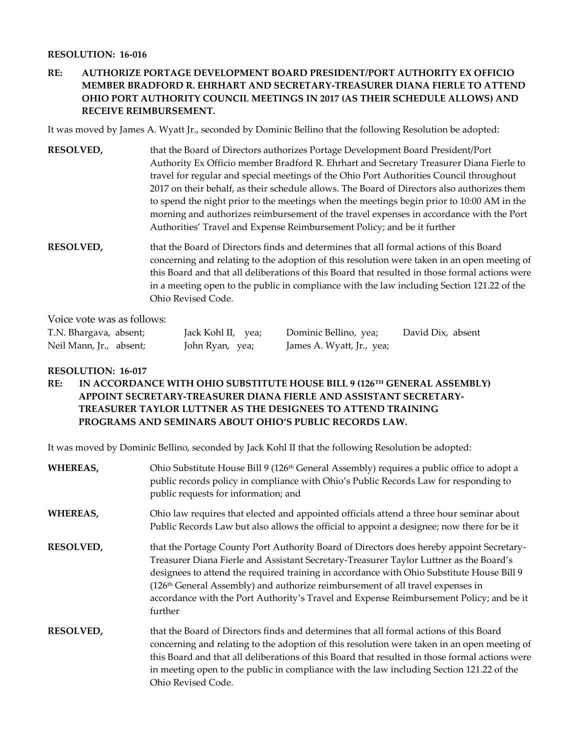**RESOLUTION: 16-016**

**RE: AUTHORIZE PORTAGE DEVELOPMENT BOARD PRESIDENT/PORT AUTHORITY EX OFFICIO MEMBER BRADFORD R. EHRHART AND SECRETARY-TREASURER DIANA FIERLE TO ATTEND OHIO PORT AUTHORITY COUNCIL MEETINGS IN 2017 (AS THEIR SCHEDULE ALLOWS) AND RECEIVE REIMBURSEMENT.**

It was moved by James A. Wyatt Jr., seconded by Dominic Bellino that the following Resolution be adopted:

**RESOLVED,** that the Board of Directors authorizes Portage Development Board President/Port Authority Ex Officio member Bradford R. Ehrhart and Secretary Treasurer Diana Fierle to travel for regular and special meetings of the Ohio Port Authorities Council throughout 2017 on their behalf, as their schedule allows. The Board of Directors also authorizes them to spend the night prior to the meetings when the meetings begin prior to 10:00 AM in the morning and authorizes reimbursement of the travel expenses in accordance with the Port Authorities' Travel and Expense Reimbursement Policy; and be it further

**RESOLVED,** that the Board of Directors finds and determines that all formal actions of this Board concerning and relating to the adoption of this resolution were taken in an open meeting of this Board and that all deliberations of this Board that resulted in those formal actions were in a meeting open to the public in compliance with the law including Section 121.22 of the Ohio Revised Code.

Voice vote was as follows:

| | | | |
|---|---|---|---|
| T.N. Bhargava, absent; | Jack Kohl II, yea; | Dominic Bellino, yea; | David Dix, absent |
| Neil Mann, Jr., absent; | John Ryan, yea; | James A. Wyatt, Jr., yea; | |

**RESOLUTION: 16-017**

**RE: IN ACCORDANCE WITH OHIO SUBSTITUTE HOUSE BILL 9 (126TH GENERAL ASSEMBLY) APPOINT SECRETARY-TREASURER DIANA FIERLE AND ASSISTANT SECRETARY-TREASURER TAYLOR LUTTNER AS THE DESIGNEES TO ATTEND TRAINING PROGRAMS AND SEMINARS ABOUT OHIO'S PUBLIC RECORDS LAW.**

It was moved by Dominic Bellino, seconded by Jack Kohl II that the following Resolution be adopted:

**WHEREAS,** Ohio Substitute House Bill 9 (126th General Assembly) requires a public office to adopt a public records policy in compliance with Ohio's Public Records Law for responding to public requests for information; and

**WHEREAS,** Ohio law requires that elected and appointed officials attend a three hour seminar about Public Records Law but also allows the official to appoint a designee; now there for be it

**RESOLVED,** that the Portage County Port Authority Board of Directors does hereby appoint Secretary-Treasurer Diana Fierle and Assistant Secretary-Treasurer Taylor Luttner as the Board's designees to attend the required training in accordance with Ohio Substitute House Bill 9 (126th General Assembly) and authorize reimbursement of all travel expenses in accordance with the Port Authority's Travel and Expense Reimbursement Policy; and be it further

**RESOLVED,** that the Board of Directors finds and determines that all formal actions of this Board concerning and relating to the adoption of this resolution were taken in an open meeting of this Board and that all deliberations of this Board that resulted in those formal actions were in meeting open to the public in compliance with the law including Section 121.22 of the Ohio Revised Code.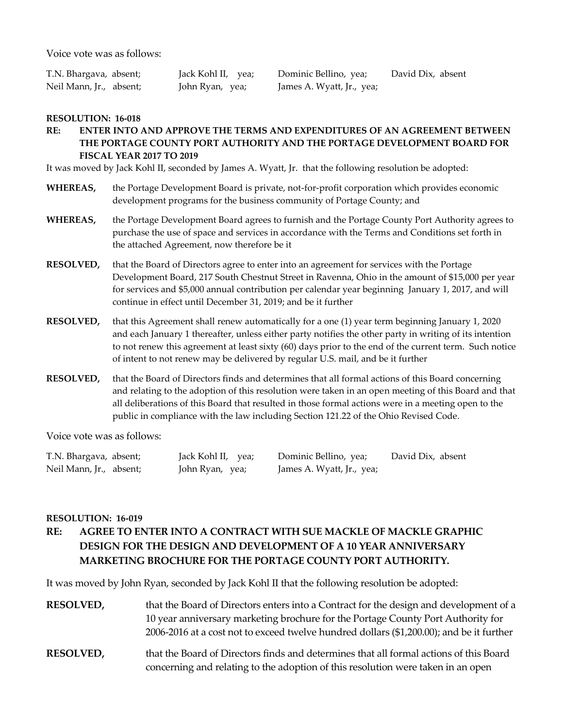Voice vote was as follows:

| | | | |
|---|---|---|---|
| T.N. Bhargava, absent; | Jack Kohl II, yea; | Dominic Bellino, yea; | David Dix, absent |
| Neil Mann, Jr., absent; | John Ryan, yea; | James A. Wyatt, Jr., yea; | |

**RESOLUTION: 16-018**

**RE: ENTER INTO AND APPROVE THE TERMS AND EXPENDITURES OF AN AGREEMENT BETWEEN THE PORTAGE COUNTY PORT AUTHORITY AND THE PORTAGE DEVELOPMENT BOARD FOR FISCAL YEAR 2017 TO 2019**

It was moved by Jack Kohl II, seconded by James A. Wyatt, Jr. that the following resolution be adopted:

**WHEREAS,** the Portage Development Board is private, not-for-profit corporation which provides economic development programs for the business community of Portage County; and

**WHEREAS,** the Portage Development Board agrees to furnish and the Portage County Port Authority agrees to purchase the use of space and services in accordance with the Terms and Conditions set forth in the attached Agreement, now therefore be it

**RESOLVED,** that the Board of Directors agree to enter into an agreement for services with the Portage Development Board, 217 South Chestnut Street in Ravenna, Ohio in the amount of $15,000 per year for services and $5,000 annual contribution per calendar year beginning January 1, 2017, and will continue in effect until December 31, 2019; and be it further

**RESOLVED,** that this Agreement shall renew automatically for a one (1) year term beginning January 1, 2020 and each January 1 thereafter, unless either party notifies the other party in writing of its intention to not renew this agreement at least sixty (60) days prior to the end of the current term. Such notice of intent to not renew may be delivered by regular U.S. mail, and be it further

**RESOLVED,** that the Board of Directors finds and determines that all formal actions of this Board concerning and relating to the adoption of this resolution were taken in an open meeting of this Board and that all deliberations of this Board that resulted in those formal actions were in a meeting open to the public in compliance with the law including Section 121.22 of the Ohio Revised Code.

Voice vote was as follows:

| | | | |
|---|---|---|---|
| T.N. Bhargava, absent; | Jack Kohl II, yea; | Dominic Bellino, yea; | David Dix, absent |
| Neil Mann, Jr., absent; | John Ryan, yea; | James A. Wyatt, Jr., yea; | |

**RESOLUTION: 16-019**

**RE: AGREE TO ENTER INTO A CONTRACT WITH SUE MACKLE OF MACKLE GRAPHIC DESIGN FOR THE DESIGN AND DEVELOPMENT OF A 10 YEAR ANNIVERSARY MARKETING BROCHURE FOR THE PORTAGE COUNTY PORT AUTHORITY.**

It was moved by John Ryan, seconded by Jack Kohl II that the following resolution be adopted:

**RESOLVED,** that the Board of Directors enters into a Contract for the design and development of a 10 year anniversary marketing brochure for the Portage County Port Authority for 2006-2016 at a cost not to exceed twelve hundred dollars ($1,200.00); and be it further

**RESOLVED,** that the Board of Directors finds and determines that all formal actions of this Board concerning and relating to the adoption of this resolution were taken in an open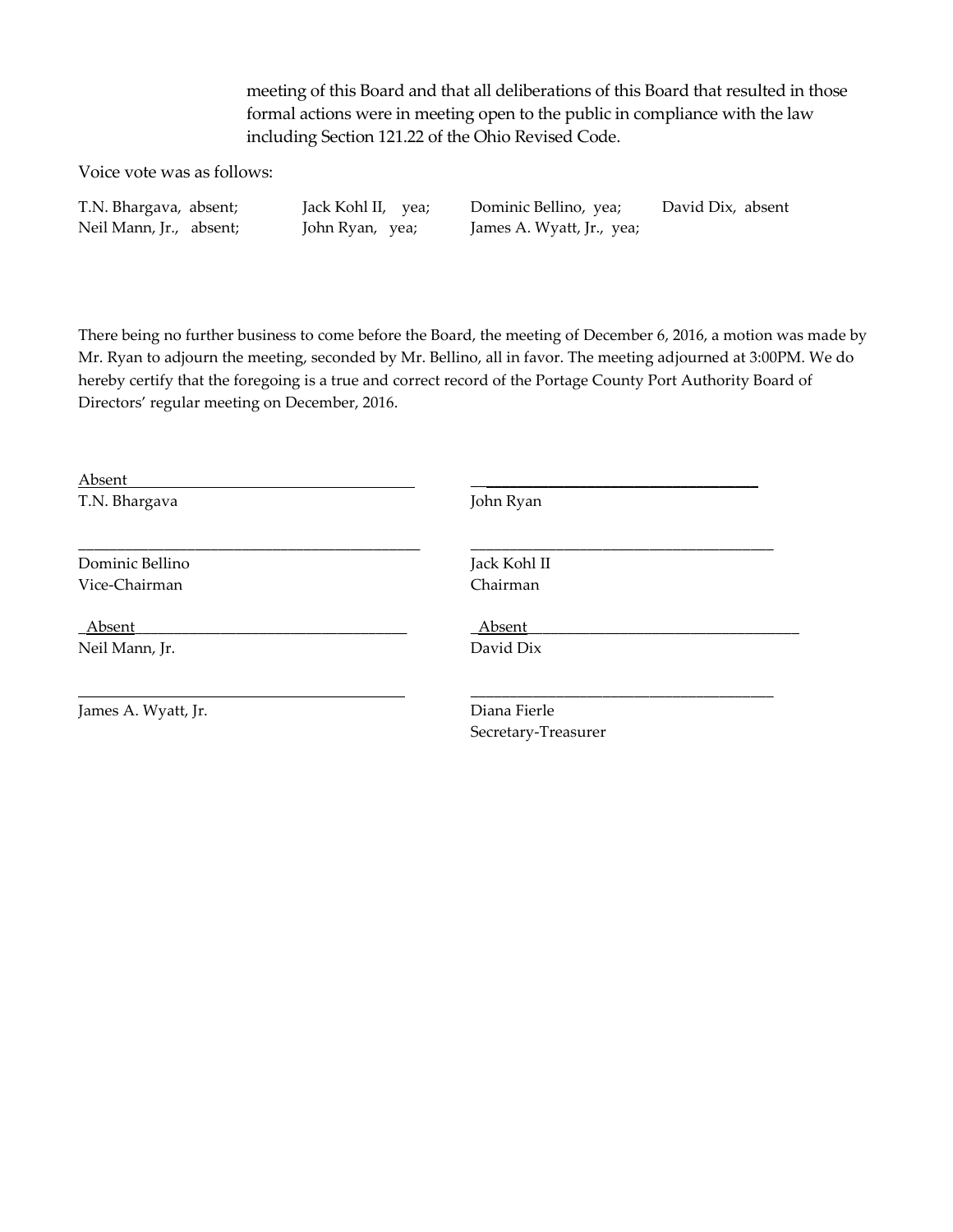meeting of this Board and that all deliberations of this Board that resulted in those formal actions were in meeting open to the public in compliance with the law including Section 121.22 of the Ohio Revised Code.

Voice vote was as follows:

| | | | |
|---|---|---|---|
| T.N. Bhargava, absent; | Jack Kohl II, yea; | Dominic Bellino, yea; | David Dix, absent |
| Neil Mann, Jr., absent; | John Ryan, yea; | James A. Wyatt, Jr., yea; | |

There being no further business to come before the Board, the meeting of December 6, 2016, a motion was made by Mr. Ryan to adjourn the meeting, seconded by Mr. Bellino, all in favor. The meeting adjourned at 3:00PM. We do hereby certify that the foregoing is a true and correct record of the Portage County Port Authority Board of Directors' regular meeting on December, 2016.

| | |
|---|---|
| Absent | _______________________ |
| T.N. Bhargava | John Ryan |
| _______________________ | _______________________ |
| Dominic Bellino<br>Vice-Chairman | Jack Kohl II<br>Chairman |
| Absent | Absent |
| Neil Mann, Jr. | David Dix |
| _______________________ | _______________________ |
| James A. Wyatt, Jr. | Diana Fierle<br>Secretary-Treasurer |